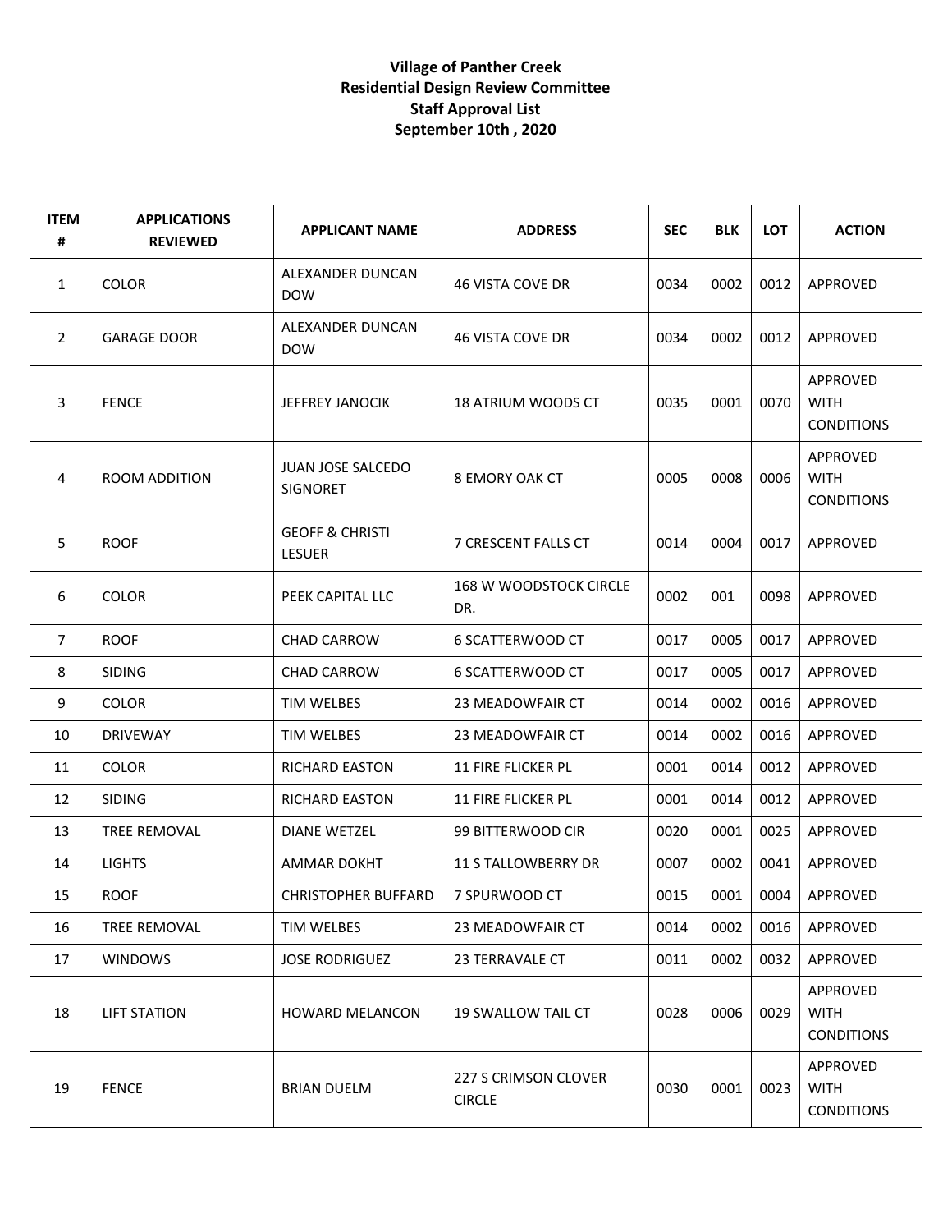**Village of Panther Creek**
**Residential Design Review Committee**
**Staff Approval List**
**September 10th , 2020**

| ITEM # | APPLICATIONS REVIEWED | APPLICANT NAME | ADDRESS | SEC | BLK | LOT | ACTION |
|---|---|---|---|---|---|---|---|
| 1 | COLOR | ALEXANDER DUNCAN DOW | 46 VISTA COVE DR | 0034 | 0002 | 0012 | APPROVED |
| 2 | GARAGE DOOR | ALEXANDER DUNCAN DOW | 46 VISTA COVE DR | 0034 | 0002 | 0012 | APPROVED |
| 3 | FENCE | JEFFREY JANOCIK | 18 ATRIUM WOODS CT | 0035 | 0001 | 0070 | APPROVED WITH CONDITIONS |
| 4 | ROOM ADDITION | JUAN JOSE SALCEDO SIGNORET | 8 EMORY OAK CT | 0005 | 0008 | 0006 | APPROVED WITH CONDITIONS |
| 5 | ROOF | GEOFF & CHRISTI LESUER | 7 CRESCENT FALLS CT | 0014 | 0004 | 0017 | APPROVED |
| 6 | COLOR | PEEK CAPITAL LLC | 168 W WOODSTOCK CIRCLE DR. | 0002 | 001 | 0098 | APPROVED |
| 7 | ROOF | CHAD CARROW | 6 SCATTERWOOD CT | 0017 | 0005 | 0017 | APPROVED |
| 8 | SIDING | CHAD CARROW | 6 SCATTERWOOD CT | 0017 | 0005 | 0017 | APPROVED |
| 9 | COLOR | TIM WELBES | 23 MEADOWFAIR CT | 0014 | 0002 | 0016 | APPROVED |
| 10 | DRIVEWAY | TIM WELBES | 23 MEADOWFAIR CT | 0014 | 0002 | 0016 | APPROVED |
| 11 | COLOR | RICHARD EASTON | 11 FIRE FLICKER PL | 0001 | 0014 | 0012 | APPROVED |
| 12 | SIDING | RICHARD EASTON | 11 FIRE FLICKER PL | 0001 | 0014 | 0012 | APPROVED |
| 13 | TREE REMOVAL | DIANE WETZEL | 99 BITTERWOOD CIR | 0020 | 0001 | 0025 | APPROVED |
| 14 | LIGHTS | AMMAR DOKHT | 11 S TALLOWBERRY DR | 0007 | 0002 | 0041 | APPROVED |
| 15 | ROOF | CHRISTOPHER BUFFARD | 7 SPURWOOD CT | 0015 | 0001 | 0004 | APPROVED |
| 16 | TREE REMOVAL | TIM WELBES | 23 MEADOWFAIR CT | 0014 | 0002 | 0016 | APPROVED |
| 17 | WINDOWS | JOSE RODRIGUEZ | 23 TERRAVALE CT | 0011 | 0002 | 0032 | APPROVED |
| 18 | LIFT STATION | HOWARD MELANCON | 19 SWALLOW TAIL CT | 0028 | 0006 | 0029 | APPROVED WITH CONDITIONS |
| 19 | FENCE | BRIAN DUELM | 227 S CRIMSON CLOVER CIRCLE | 0030 | 0001 | 0023 | APPROVED WITH CONDITIONS |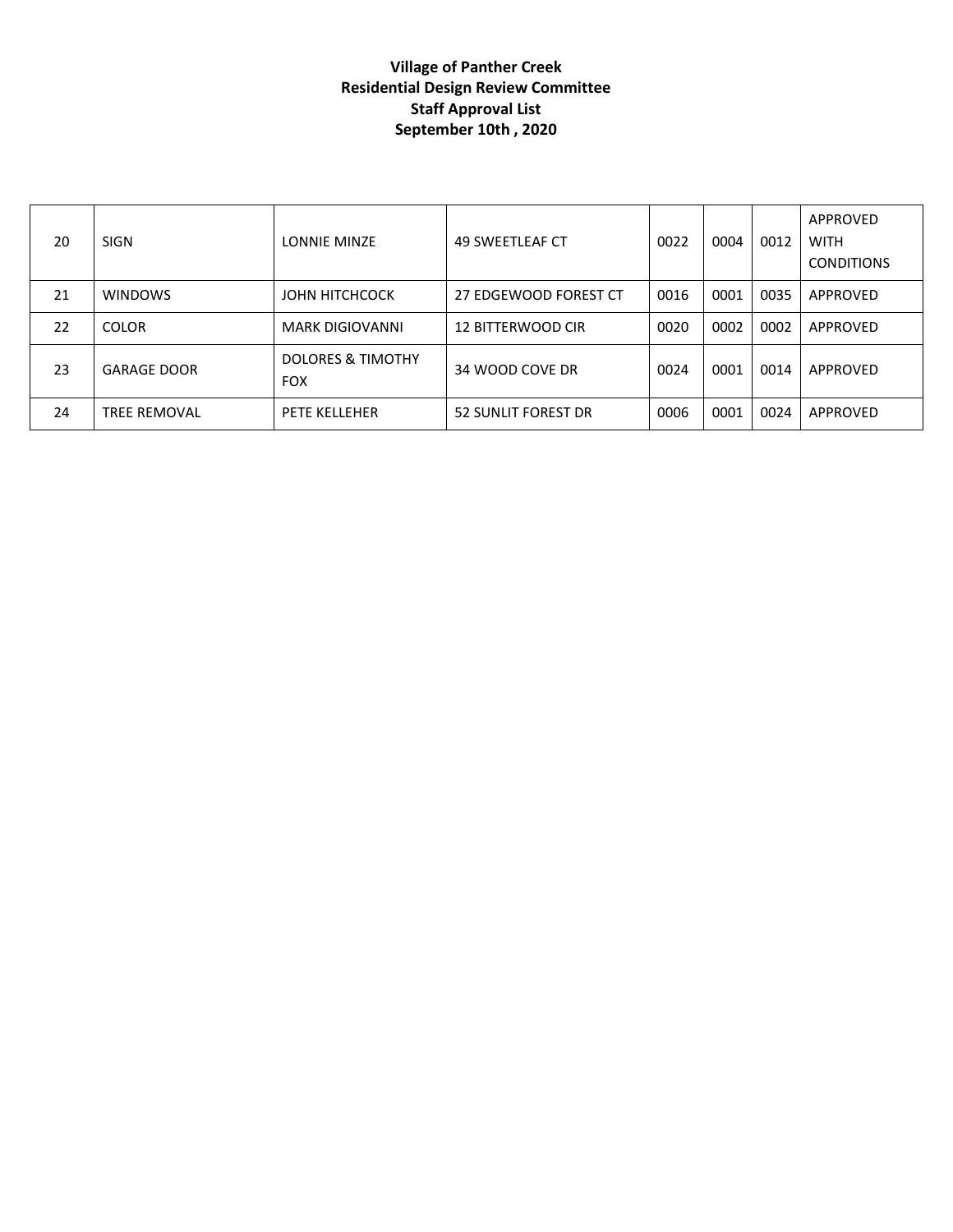**Village of Panther Creek**
**Residential Design Review Committee**
**Staff Approval List**
**September 10th , 2020**

| | | | | | | | |
|---|---|---|---|---|---|---|---|
| 20 | SIGN | LONNIE MINZE | 49 SWEETLEAF CT | 0022 | 0004 | 0012 | APPROVED WITH CONDITIONS |
| 21 | WINDOWS | JOHN HITCHCOCK | 27 EDGEWOOD FOREST CT | 0016 | 0001 | 0035 | APPROVED |
| 22 | COLOR | MARK DIGIOVANNI | 12 BITTERWOOD CIR | 0020 | 0002 | 0002 | APPROVED |
| 23 | GARAGE DOOR | DOLORES & TIMOTHY FOX | 34 WOOD COVE DR | 0024 | 0001 | 0014 | APPROVED |
| 24 | TREE REMOVAL | PETE KELLEHER | 52 SUNLIT FOREST DR | 0006 | 0001 | 0024 | APPROVED |